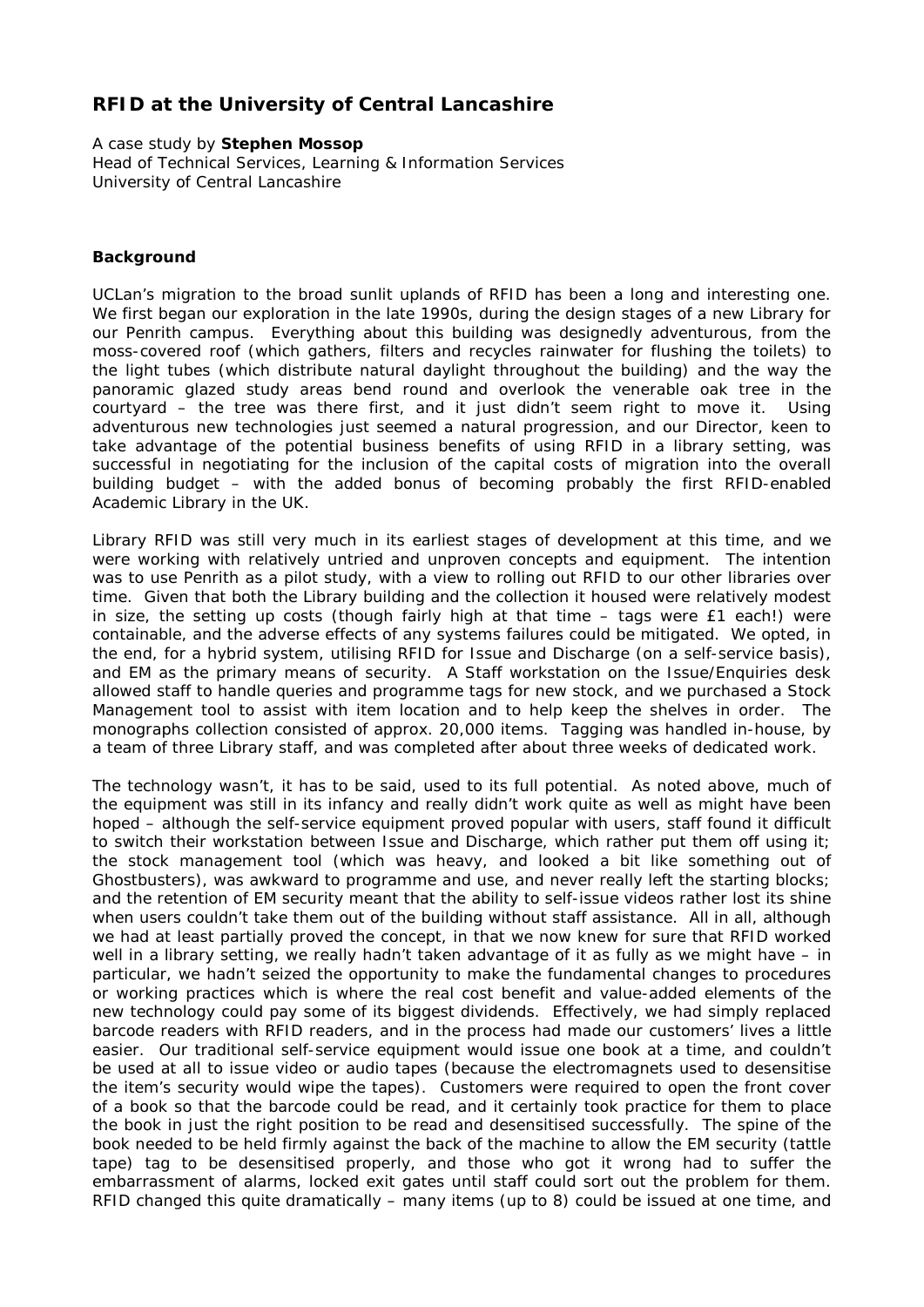# RFID at the University of Central Lancashire

A case study by **Stephen Mossop**
Head of Technical Services, Learning & Information Services
University of Central Lancashire

## Background

UCLan's migration to the broad sunlit uplands of RFID has been a long and interesting one. We first began our exploration in the late 1990s, during the design stages of a new Library for our Penrith campus. Everything about this building was designedly adventurous, from the moss-covered roof (which gathers, filters and recycles rainwater for flushing the toilets) to the light tubes (which distribute natural daylight throughout the building) and the way the panoramic glazed study areas bend round and overlook the venerable oak tree in the courtyard – the tree was there first, and it just didn't seem right to move it. Using adventurous new technologies just seemed a natural progression, and our Director, keen to take advantage of the potential business benefits of using RFID in a library setting, was successful in negotiating for the inclusion of the capital costs of migration into the overall building budget – with the added bonus of becoming probably the first RFID-enabled Academic Library in the UK.

Library RFID was still very much in its earliest stages of development at this time, and we were working with relatively untried and unproven concepts and equipment. The intention was to use Penrith as a pilot study, with a view to rolling out RFID to our other libraries over time. Given that both the Library building and the collection it housed were relatively modest in size, the setting up costs (though fairly high at that time – tags were £1 each!) were containable, and the adverse effects of any systems failures could be mitigated. We opted, in the end, for a hybrid system, utilising RFID for Issue and Discharge (on a self-service basis), and EM as the primary means of security. A Staff workstation on the Issue/Enquiries desk allowed staff to handle queries and programme tags for new stock, and we purchased a Stock Management tool to assist with item location and to help keep the shelves in order. The monographs collection consisted of approx. 20,000 items. Tagging was handled in-house, by a team of three Library staff, and was completed after about three weeks of dedicated work.

The technology wasn't, it has to be said, used to its full potential. As noted above, much of the equipment was still in its infancy and really didn't work quite as well as might have been hoped – although the self-service equipment proved popular with users, staff found it difficult to switch their workstation between Issue and Discharge, which rather put them off using it; the stock management tool (which was heavy, and looked a bit like something out of Ghostbusters), was awkward to programme and use, and never really left the starting blocks; and the retention of EM security meant that the ability to self-issue videos rather lost its shine when users couldn't take them out of the building without staff assistance. All in all, although we had at least partially proved the concept, in that we now knew for sure that RFID worked well in a library setting, we really hadn't taken advantage of it as fully as we might have – in particular, we hadn't seized the opportunity to make the fundamental changes to procedures or working practices which is where the real cost benefit and value-added elements of the new technology could pay some of its biggest dividends. Effectively, we had simply replaced barcode readers with RFID readers, and in the process had made our customers' lives a little easier. Our traditional self-service equipment would issue one book at a time, and couldn't be used at all to issue video or audio tapes (because the electromagnets used to desensitise the item's security would wipe the tapes). Customers were required to open the front cover of a book so that the barcode could be read, and it certainly took practice for them to place the book in just the right position to be read and desensitised successfully. The spine of the book needed to be held firmly against the back of the machine to allow the EM security (tattle tape) tag to be desensitised properly, and those who got it wrong had to suffer the embarrassment of alarms, locked exit gates until staff could sort out the problem for them. RFID changed this quite dramatically – many items (up to 8) could be issued at one time, and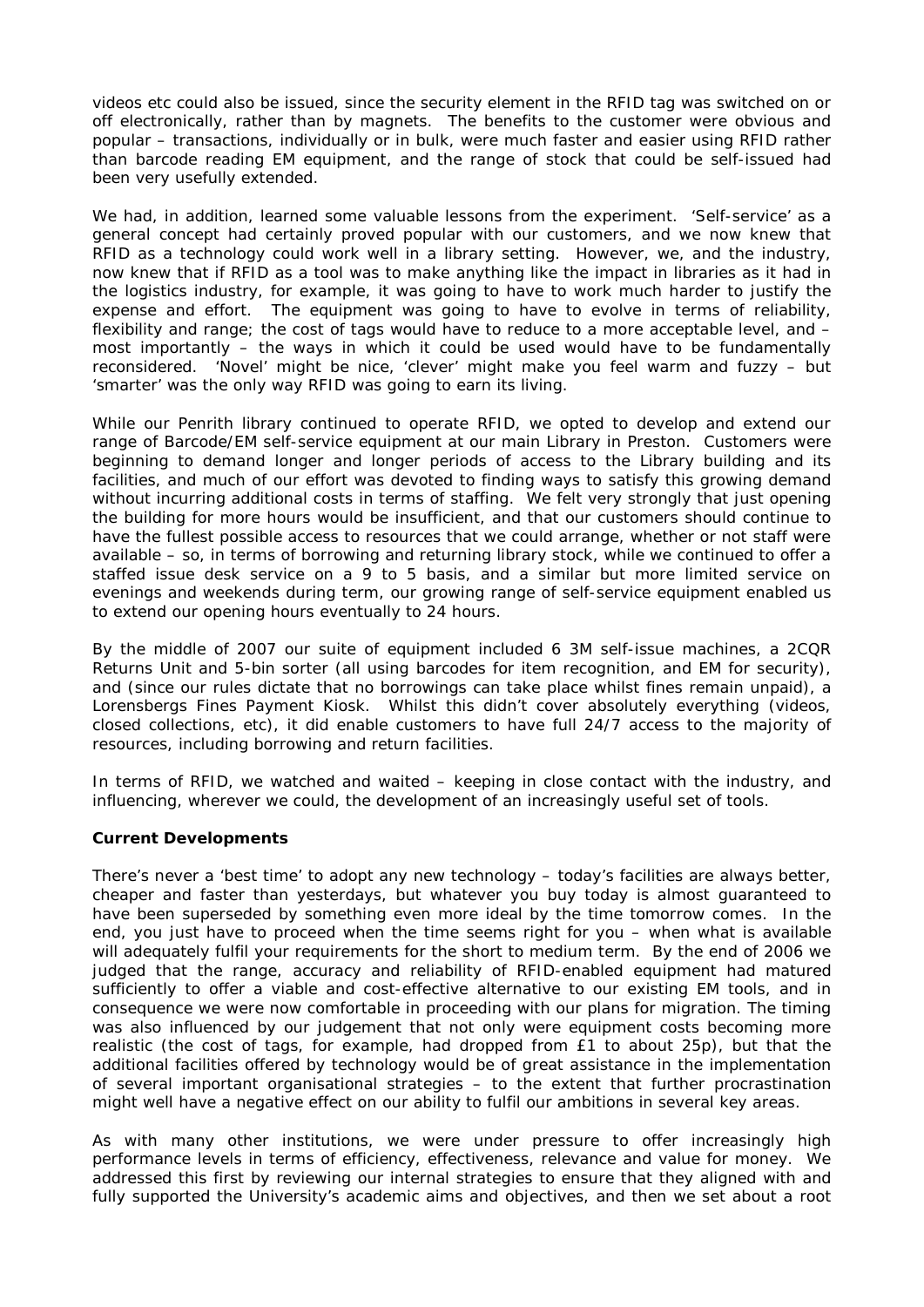videos etc could also be issued, since the security element in the RFID tag was switched on or off electronically, rather than by magnets. The benefits to the customer were obvious and popular – transactions, individually or in bulk, were much faster and easier using RFID rather than barcode reading EM equipment, and the range of stock that could be self-issued had been very usefully extended.

We had, in addition, learned some valuable lessons from the experiment. 'Self-service' as a general concept had certainly proved popular with our customers, and we now knew that RFID as a technology could work well in a library setting. However, we, and the industry, now knew that if RFID as a tool was to make anything like the impact in libraries as it had in the logistics industry, for example, it was going to have to work much harder to justify the expense and effort. The equipment was going to have to evolve in terms of reliability, flexibility and range; the cost of tags would have to reduce to a more acceptable level, and – most importantly – the ways in which it could be used would have to be fundamentally reconsidered. 'Novel' might be nice, 'clever' might make you feel warm and fuzzy – but 'smarter' was the only way RFID was going to earn its living.

While our Penrith library continued to operate RFID, we opted to develop and extend our range of Barcode/EM self-service equipment at our main Library in Preston. Customers were beginning to demand longer and longer periods of access to the Library building and its facilities, and much of our effort was devoted to finding ways to satisfy this growing demand without incurring additional costs in terms of staffing. We felt very strongly that just opening the building for more hours would be insufficient, and that our customers should continue to have the fullest possible access to resources that we could arrange, whether or not staff were available – so, in terms of borrowing and returning library stock, while we continued to offer a staffed issue desk service on a 9 to 5 basis, and a similar but more limited service on evenings and weekends during term, our growing range of self-service equipment enabled us to extend our opening hours eventually to 24 hours.

By the middle of 2007 our suite of equipment included 6 3M self-issue machines, a 2CQR Returns Unit and 5-bin sorter (all using barcodes for item recognition, and EM for security), and (since our rules dictate that no borrowings can take place whilst fines remain unpaid), a Lorensbergs Fines Payment Kiosk. Whilst this didn't cover absolutely everything (videos, closed collections, etc), it did enable customers to have full 24/7 access to the majority of resources, including borrowing and return facilities.

In terms of RFID, we watched and waited – keeping in close contact with the industry, and influencing, wherever we could, the development of an increasingly useful set of tools.

**Current Developments**

There's never a 'best time' to adopt any new technology – today's facilities are always better, cheaper and faster than yesterdays, but whatever you buy today is almost guaranteed to have been superseded by something even more ideal by the time tomorrow comes. In the end, you just have to proceed when the time seems right for you – when what is available will adequately fulfil your requirements for the short to medium term. By the end of 2006 we judged that the range, accuracy and reliability of RFID-enabled equipment had matured sufficiently to offer a viable and cost-effective alternative to our existing EM tools, and in consequence we were now comfortable in proceeding with our plans for migration. The timing was also influenced by our judgement that not only were equipment costs becoming more realistic (the cost of tags, for example, had dropped from £1 to about 25p), but that the additional facilities offered by technology would be of great assistance in the implementation of several important organisational strategies – to the extent that further procrastination might well have a negative effect on our ability to fulfil our ambitions in several key areas.

As with many other institutions, we were under pressure to offer increasingly high performance levels in terms of efficiency, effectiveness, relevance and value for money. We addressed this first by reviewing our internal strategies to ensure that they aligned with and fully supported the University's academic aims and objectives, and then we set about a root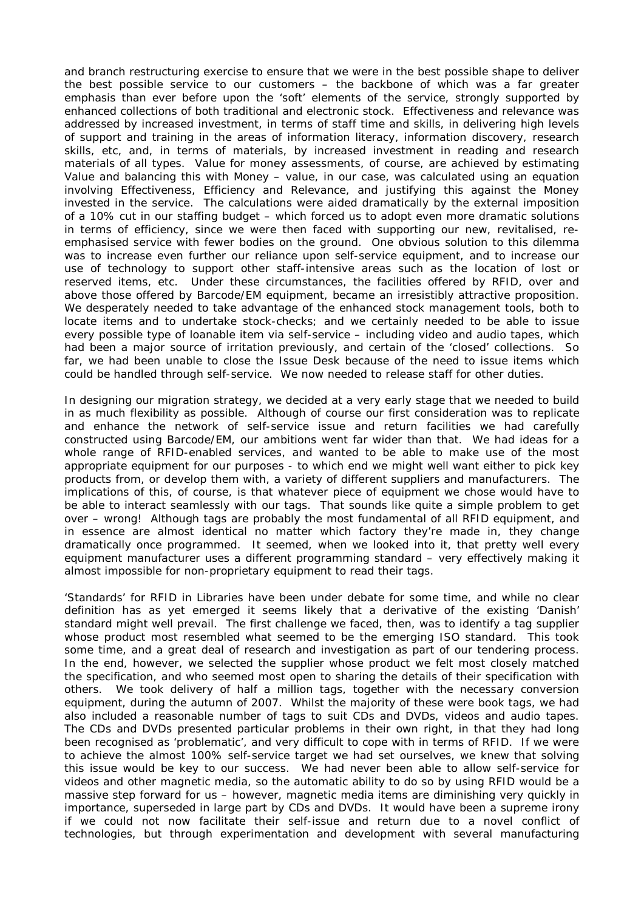and branch restructuring exercise to ensure that we were in the best possible shape to deliver the best possible service to our customers – the backbone of which was a far greater emphasis than ever before upon the 'soft' elements of the service, strongly supported by enhanced collections of both traditional and electronic stock. Effectiveness and relevance was addressed by increased investment, in terms of staff time and skills, in delivering high levels of support and training in the areas of information literacy, information discovery, research skills, etc, and, in terms of materials, by increased investment in reading and research materials of all types. Value for money assessments, of course, are achieved by estimating Value and balancing this with Money – value, in our case, was calculated using an equation involving Effectiveness, Efficiency and Relevance, and justifying this against the Money invested in the service. The calculations were aided dramatically by the external imposition of a 10% cut in our staffing budget – which forced us to adopt even more dramatic solutions in terms of efficiency, since we were then faced with supporting our new, revitalised, re-emphasised service with fewer bodies on the ground. One obvious solution to this dilemma was to increase even further our reliance upon self-service equipment, and to increase our use of technology to support other staff-intensive areas such as the location of lost or reserved items, etc. Under these circumstances, the facilities offered by RFID, over and above those offered by Barcode/EM equipment, became an irresistibly attractive proposition. We desperately needed to take advantage of the enhanced stock management tools, both to locate items and to undertake stock-checks; and we certainly needed to be able to issue every possible type of loanable item via self-service – including video and audio tapes, which had been a major source of irritation previously, and certain of the 'closed' collections. So far, we had been unable to close the Issue Desk because of the need to issue items which could be handled through self-service. We now needed to release staff for other duties.

In designing our migration strategy, we decided at a very early stage that we needed to build in as much flexibility as possible. Although of course our first consideration was to replicate and enhance the network of self-service issue and return facilities we had carefully constructed using Barcode/EM, our ambitions went far wider than that. We had ideas for a whole range of RFID-enabled services, and wanted to be able to make use of the most appropriate equipment for our purposes - to which end we might well want either to pick key products from, or develop them with, a variety of different suppliers and manufacturers. The implications of this, of course, is that whatever piece of equipment we chose would have to be able to interact seamlessly with our tags. That sounds like quite a simple problem to get over – wrong! Although tags are probably the most fundamental of all RFID equipment, and in essence are almost identical no matter which factory they're made in, they change dramatically once programmed. It seemed, when we looked into it, that pretty well every equipment manufacturer uses a different programming standard – very effectively making it almost impossible for non-proprietary equipment to read their tags.

'Standards' for RFID in Libraries have been under debate for some time, and while no clear definition has as yet emerged it seems likely that a derivative of the existing 'Danish' standard might well prevail. The first challenge we faced, then, was to identify a tag supplier whose product most resembled what seemed to be the emerging ISO standard. This took some time, and a great deal of research and investigation as part of our tendering process. In the end, however, we selected the supplier whose product we felt most closely matched the specification, and who seemed most open to sharing the details of their specification with others. We took delivery of half a million tags, together with the necessary conversion equipment, during the autumn of 2007. Whilst the majority of these were book tags, we had also included a reasonable number of tags to suit CDs and DVDs, videos and audio tapes. The CDs and DVDs presented particular problems in their own right, in that they had long been recognised as 'problematic', and very difficult to cope with in terms of RFID. If we were to achieve the almost 100% self-service target we had set ourselves, we knew that solving this issue would be key to our success. We had never been able to allow self-service for videos and other magnetic media, so the automatic ability to do so by using RFID would be a massive step forward for us – however, magnetic media items are diminishing very quickly in importance, superseded in large part by CDs and DVDs. It would have been a supreme irony if we could not now facilitate their self-issue and return due to a novel conflict of technologies, but through experimentation and development with several manufacturing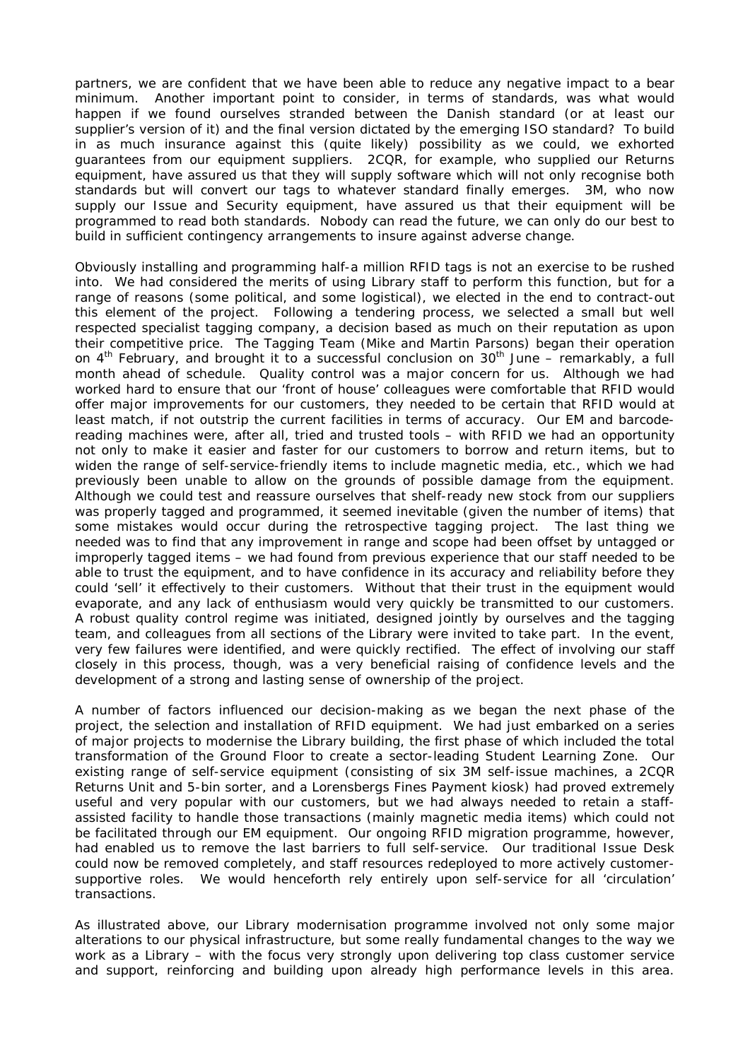partners, we are confident that we have been able to reduce any negative impact to a bear minimum. Another important point to consider, in terms of standards, was what would happen if we found ourselves stranded between the Danish standard (or at least our supplier's version of it) and the final version dictated by the emerging ISO standard? To build in as much insurance against this (quite likely) possibility as we could, we exhorted guarantees from our equipment suppliers. 2CQR, for example, who supplied our Returns equipment, have assured us that they will supply software which will not only recognise both standards but will convert our tags to whatever standard finally emerges. 3M, who now supply our Issue and Security equipment, have assured us that their equipment will be programmed to read both standards. Nobody can read the future, we can only do our best to build in sufficient contingency arrangements to insure against adverse change.

Obviously installing and programming half-a million RFID tags is not an exercise to be rushed into. We had considered the merits of using Library staff to perform this function, but for a range of reasons (some political, and some logistical), we elected in the end to contract-out this element of the project. Following a tendering process, we selected a small but well respected specialist tagging company, a decision based as much on their reputation as upon their competitive price. The Tagging Team (Mike and Martin Parsons) began their operation on 4th February, and brought it to a successful conclusion on 30th June – remarkably, a full month ahead of schedule. Quality control was a major concern for us. Although we had worked hard to ensure that our 'front of house' colleagues were comfortable that RFID would offer major improvements for our customers, they needed to be certain that RFID would at least match, if not outstrip the current facilities in terms of accuracy. Our EM and barcode-reading machines were, after all, tried and trusted tools – with RFID we had an opportunity not only to make it easier and faster for our customers to borrow and return items, but to widen the range of self-service-friendly items to include magnetic media, etc., which we had previously been unable to allow on the grounds of possible damage from the equipment. Although we could test and reassure ourselves that shelf-ready new stock from our suppliers was properly tagged and programmed, it seemed inevitable (given the number of items) that some mistakes would occur during the retrospective tagging project. The last thing we needed was to find that any improvement in range and scope had been offset by untagged or improperly tagged items – we had found from previous experience that our staff needed to be able to trust the equipment, and to have confidence in its accuracy and reliability before they could 'sell' it effectively to their customers. Without that their trust in the equipment would evaporate, and any lack of enthusiasm would very quickly be transmitted to our customers. A robust quality control regime was initiated, designed jointly by ourselves and the tagging team, and colleagues from all sections of the Library were invited to take part. In the event, very few failures were identified, and were quickly rectified. The effect of involving our staff closely in this process, though, was a very beneficial raising of confidence levels and the development of a strong and lasting sense of ownership of the project.

A number of factors influenced our decision-making as we began the next phase of the project, the selection and installation of RFID equipment. We had just embarked on a series of major projects to modernise the Library building, the first phase of which included the total transformation of the Ground Floor to create a sector-leading Student Learning Zone. Our existing range of self-service equipment (consisting of six 3M self-issue machines, a 2CQR Returns Unit and 5-bin sorter, and a Lorensbergs Fines Payment kiosk) had proved extremely useful and very popular with our customers, but we had always needed to retain a staff-assisted facility to handle those transactions (mainly magnetic media items) which could not be facilitated through our EM equipment. Our ongoing RFID migration programme, however, had enabled us to remove the last barriers to full self-service. Our traditional Issue Desk could now be removed completely, and staff resources redeployed to more actively customer-supportive roles. We would henceforth rely entirely upon self-service for all 'circulation' transactions.

As illustrated above, our Library modernisation programme involved not only some major alterations to our physical infrastructure, but some really fundamental changes to the way we work as a Library – with the focus very strongly upon delivering top class customer service and support, reinforcing and building upon already high performance levels in this area.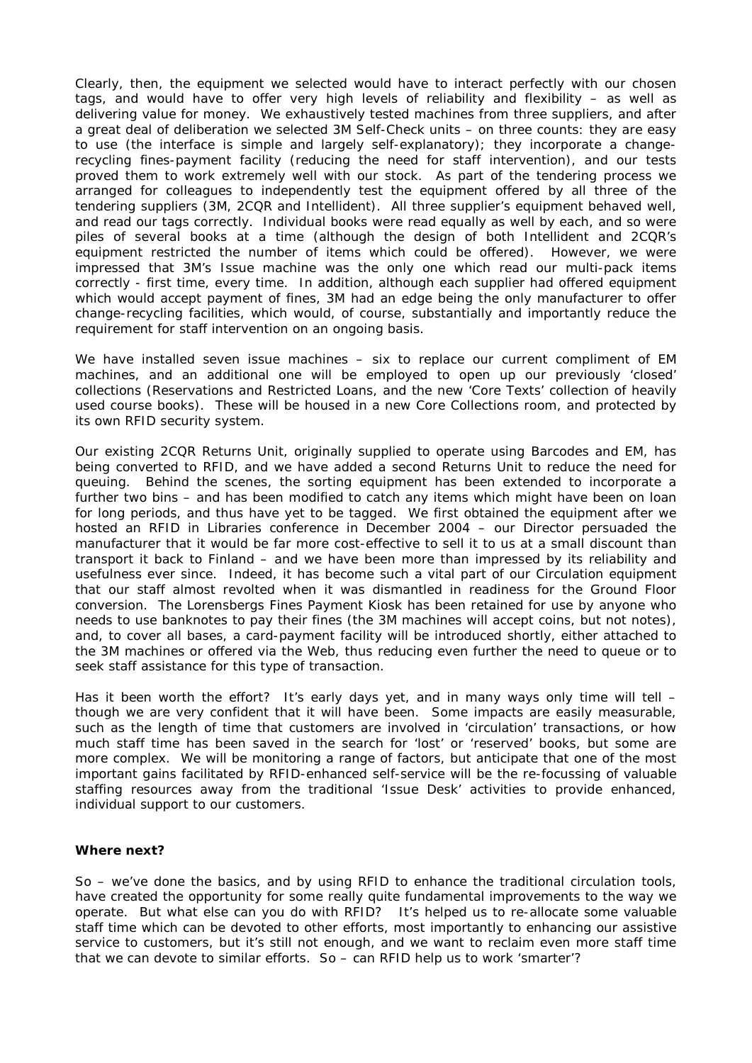Clearly, then, the equipment we selected would have to interact perfectly with our chosen tags, and would have to offer very high levels of reliability and flexibility – as well as delivering value for money. We exhaustively tested machines from three suppliers, and after a great deal of deliberation we selected 3M Self-Check units – on three counts: they are easy to use (the interface is simple and largely self-explanatory); they incorporate a change-recycling fines-payment facility (reducing the need for staff intervention), and our tests proved them to work extremely well with our stock. As part of the tendering process we arranged for colleagues to independently test the equipment offered by all three of the tendering suppliers (3M, 2CQR and Intellident). All three supplier's equipment behaved well, and read our tags correctly. Individual books were read equally as well by each, and so were piles of several books at a time (although the design of both Intellident and 2CQR's equipment restricted the number of items which could be offered). However, we were impressed that 3M's Issue machine was the only one which read our multi-pack items correctly - first time, every time. In addition, although each supplier had offered equipment which would accept payment of fines, 3M had an edge being the only manufacturer to offer change-recycling facilities, which would, of course, substantially and importantly reduce the requirement for staff intervention on an ongoing basis.

We have installed seven issue machines – six to replace our current compliment of EM machines, and an additional one will be employed to open up our previously 'closed' collections (Reservations and Restricted Loans, and the new 'Core Texts' collection of heavily used course books). These will be housed in a new Core Collections room, and protected by its own RFID security system.

Our existing 2CQR Returns Unit, originally supplied to operate using Barcodes and EM, has being converted to RFID, and we have added a second Returns Unit to reduce the need for queuing. Behind the scenes, the sorting equipment has been extended to incorporate a further two bins – and has been modified to catch any items which might have been on loan for long periods, and thus have yet to be tagged. We first obtained the equipment after we hosted an RFID in Libraries conference in December 2004 – our Director persuaded the manufacturer that it would be far more cost-effective to sell it to us at a small discount than transport it back to Finland – and we have been more than impressed by its reliability and usefulness ever since. Indeed, it has become such a vital part of our Circulation equipment that our staff almost revolted when it was dismantled in readiness for the Ground Floor conversion. The Lorensbergs Fines Payment Kiosk has been retained for use by anyone who needs to use banknotes to pay their fines (the 3M machines will accept coins, but not notes), and, to cover all bases, a card-payment facility will be introduced shortly, either attached to the 3M machines or offered via the Web, thus reducing even further the need to queue or to seek staff assistance for this type of transaction.

Has it been worth the effort? It's early days yet, and in many ways only time will tell – though we are very confident that it will have been. Some impacts are easily measurable, such as the length of time that customers are involved in 'circulation' transactions, or how much staff time has been saved in the search for 'lost' or 'reserved' books, but some are more complex. We will be monitoring a range of factors, but anticipate that one of the most important gains facilitated by RFID-enhanced self-service will be the re-focussing of valuable staffing resources away from the traditional 'Issue Desk' activities to provide enhanced, individual support to our customers.

**Where next?**

So – we've done the basics, and by using RFID to enhance the traditional circulation tools, have created the opportunity for some really quite fundamental improvements to the way we operate. But what else can you do with RFID? It's helped us to re-allocate some valuable staff time which can be devoted to other efforts, most importantly to enhancing our assistive service to customers, but it's still not enough, and we want to reclaim even more staff time that we can devote to similar efforts. So – can RFID help us to work 'smarter'?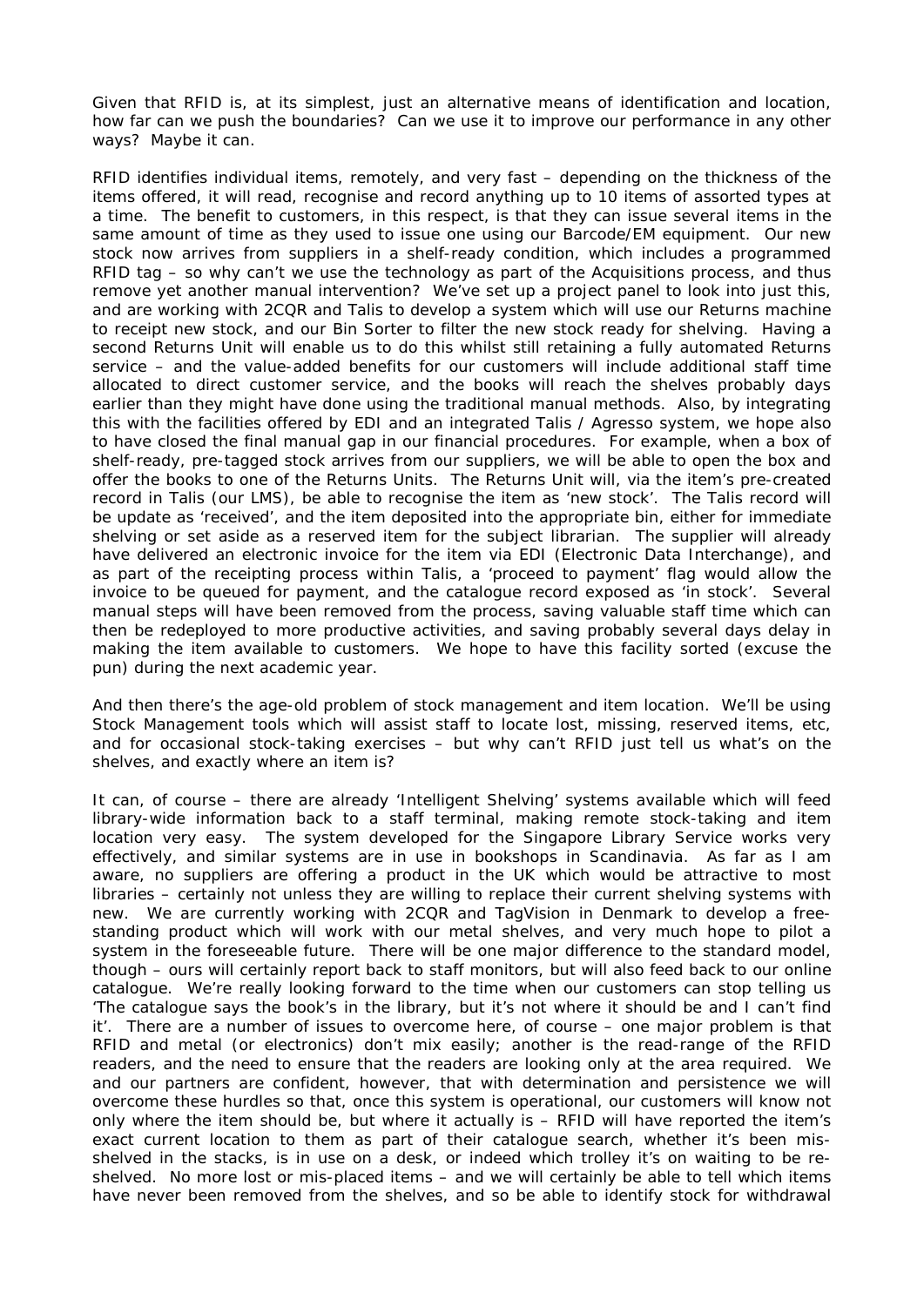Given that RFID is, at its simplest, just an alternative means of identification and location, how far can we push the boundaries? Can we use it to improve our performance in any other ways? Maybe it can.

RFID identifies individual items, remotely, and very fast – depending on the thickness of the items offered, it will read, recognise and record anything up to 10 items of assorted types at a time. The benefit to customers, in this respect, is that they can issue several items in the same amount of time as they used to issue one using our Barcode/EM equipment. Our new stock now arrives from suppliers in a shelf-ready condition, which includes a programmed RFID tag – so why can't we use the technology as part of the Acquisitions process, and thus remove yet another manual intervention? We've set up a project panel to look into just this, and are working with 2CQR and Talis to develop a system which will use our Returns machine to receipt new stock, and our Bin Sorter to filter the new stock ready for shelving. Having a second Returns Unit will enable us to do this whilst still retaining a fully automated Returns service – and the value-added benefits for our customers will include additional staff time allocated to direct customer service, and the books will reach the shelves probably days earlier than they might have done using the traditional manual methods. Also, by integrating this with the facilities offered by EDI and an integrated Talis / Agresso system, we hope also to have closed the final manual gap in our financial procedures. For example, when a box of shelf-ready, pre-tagged stock arrives from our suppliers, we will be able to open the box and offer the books to one of the Returns Units. The Returns Unit will, via the item's pre-created record in Talis (our LMS), be able to recognise the item as 'new stock'. The Talis record will be update as 'received', and the item deposited into the appropriate bin, either for immediate shelving or set aside as a reserved item for the subject librarian. The supplier will already have delivered an electronic invoice for the item via EDI (Electronic Data Interchange), and as part of the receipting process within Talis, a 'proceed to payment' flag would allow the invoice to be queued for payment, and the catalogue record exposed as 'in stock'. Several manual steps will have been removed from the process, saving valuable staff time which can then be redeployed to more productive activities, and saving probably several days delay in making the item available to customers. We hope to have this facility sorted (excuse the pun) during the next academic year.

And then there's the age-old problem of stock management and item location. We'll be using Stock Management tools which will assist staff to locate lost, missing, reserved items, etc, and for occasional stock-taking exercises – but why can't RFID just tell us what's on the shelves, and exactly where an item is?

It can, of course – there are already 'Intelligent Shelving' systems available which will feed library-wide information back to a staff terminal, making remote stock-taking and item location very easy. The system developed for the Singapore Library Service works very effectively, and similar systems are in use in bookshops in Scandinavia. As far as I am aware, no suppliers are offering a product in the UK which would be attractive to most libraries – certainly not unless they are willing to replace their current shelving systems with new. We are currently working with 2CQR and TagVision in Denmark to develop a free-standing product which will work with our metal shelves, and very much hope to pilot a system in the foreseeable future. There will be one major difference to the standard model, though – ours will certainly report back to staff monitors, but will also feed back to our online catalogue. We're really looking forward to the time when our customers can stop telling us 'The catalogue says the book's in the library, but it's not where it should be and I can't find it'. There are a number of issues to overcome here, of course – one major problem is that RFID and metal (or electronics) don't mix easily; another is the read-range of the RFID readers, and the need to ensure that the readers are looking only at the area required. We and our partners are confident, however, that with determination and persistence we will overcome these hurdles so that, once this system is operational, our customers will know not only where the item should be, but where it actually is – RFID will have reported the item's exact current location to them as part of their catalogue search, whether it's been mis-shelved in the stacks, is in use on a desk, or indeed which trolley it's on waiting to be re-shelved. No more lost or mis-placed items – and we will certainly be able to tell which items have never been removed from the shelves, and so be able to identify stock for withdrawal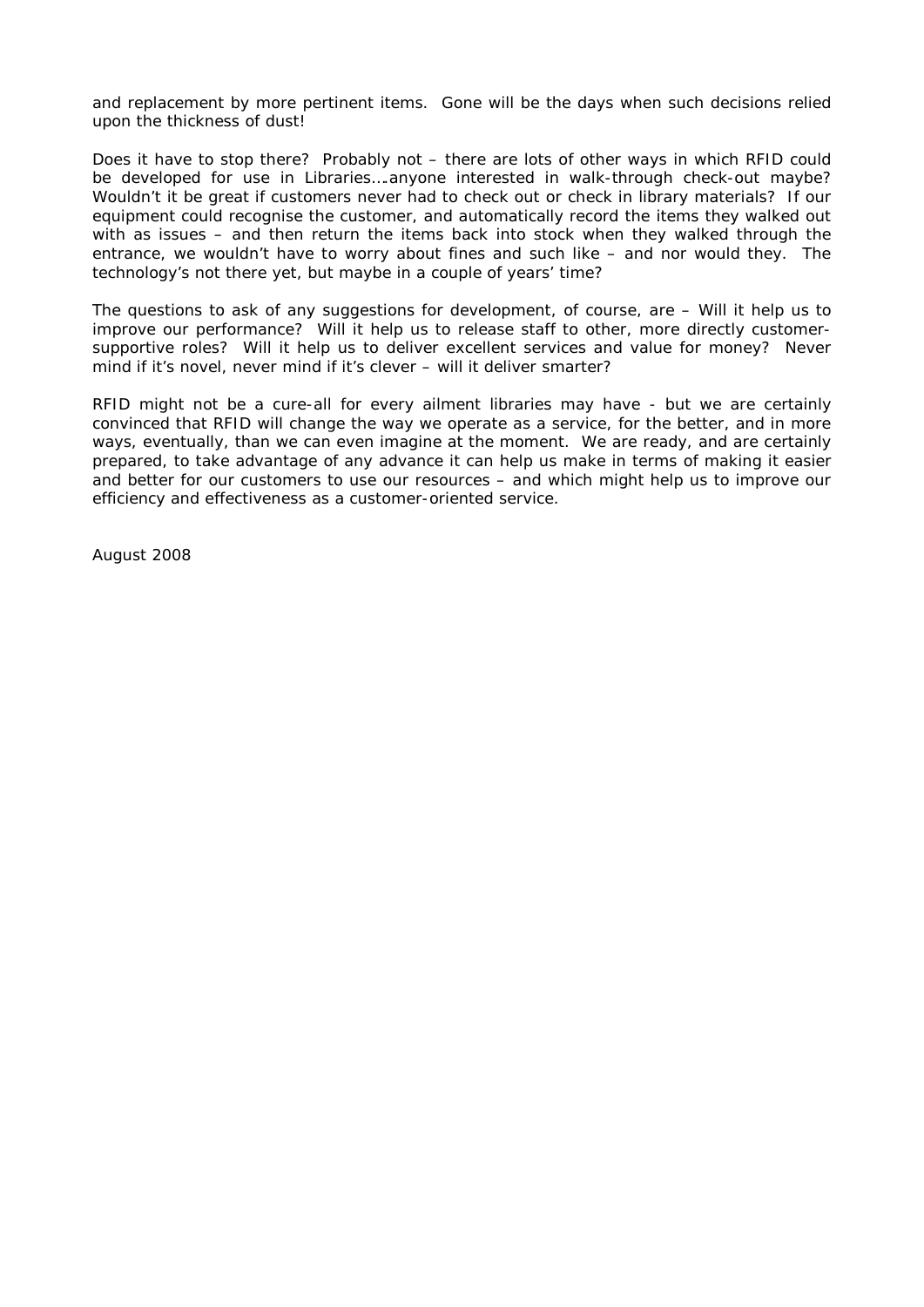and replacement by more pertinent items. Gone will be the days when such decisions relied upon the thickness of dust!

Does it have to stop there? Probably not – there are lots of other ways in which RFID could be developed for use in Libraries….anyone interested in walk-through check-out maybe? Wouldn't it be great if customers never had to check out or check in library materials? If our equipment could recognise the customer, and automatically record the items they walked out with as issues – and then return the items back into stock when they walked through the entrance, we wouldn't have to worry about fines and such like – and nor would they. The technology's not there yet, but maybe in a couple of years' time?

The questions to ask of any suggestions for development, of course, are – Will it help us to improve our performance? Will it help us to release staff to other, more directly customer-supportive roles? Will it help us to deliver excellent services and value for money? Never mind if it's novel, never mind if it's clever – will it deliver smarter?

RFID might not be a cure-all for every ailment libraries may have - but we are certainly convinced that RFID will change the way we operate as a service, for the better, and in more ways, eventually, than we can even imagine at the moment. We are ready, and are certainly prepared, to take advantage of any advance it can help us make in terms of making it easier and better for our customers to use our resources – and which might help us to improve our efficiency and effectiveness as a customer-oriented service.

August 2008